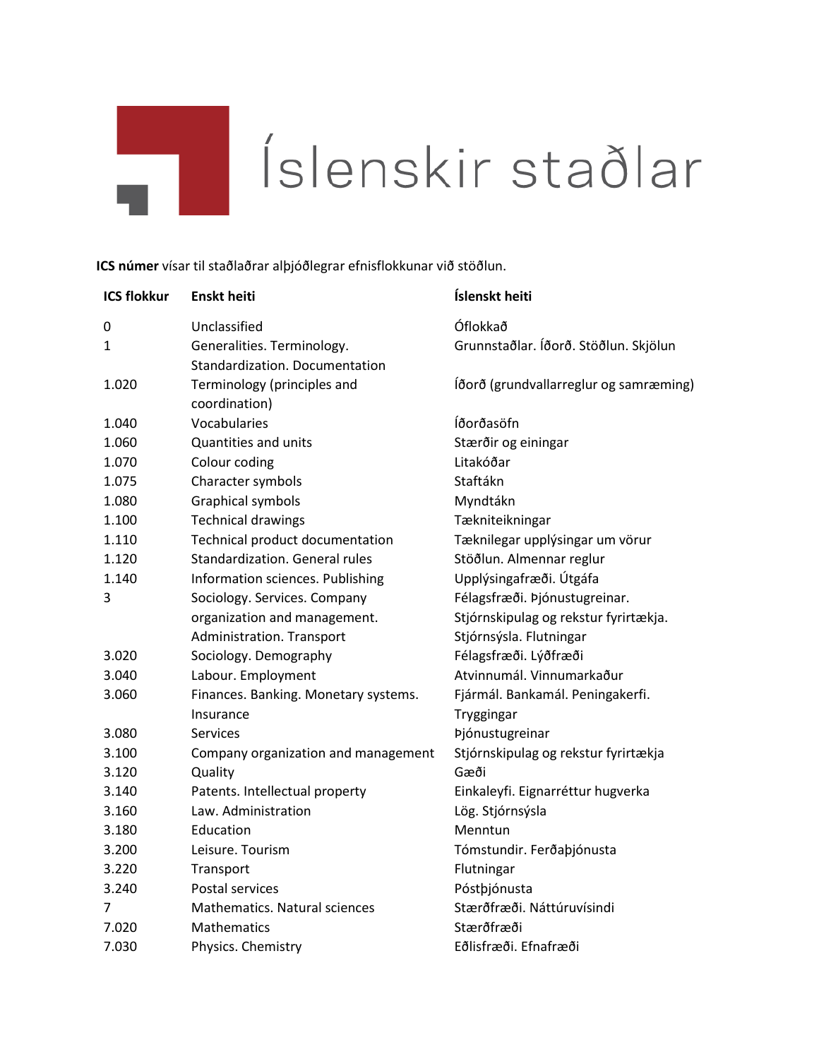# Íslenskir staðlar

**ICS númer** vísar til staðlaðrar alþjóðlegrar efnisflokkunar við stöðlun.

| ICS flokkur | Enskt heiti | Íslenskt heiti |
|---|---|---|
| 0 | Unclassified | Óflokkað |
| 1 | Generalities. Terminology. Standardization. Documentation | Grunnstaðlar. Íðorð. Stöðlun. Skjölun |
| 1.020 | Terminology (principles and coordination) | Íðorð (grundvallarreglur og samræming) |
| 1.040 | Vocabularies | Íðorðasöfn |
| 1.060 | Quantities and units | Stærðir og einingar |
| 1.070 | Colour coding | Litakóðar |
| 1.075 | Character symbols | Staftákn |
| 1.080 | Graphical symbols | Myndtákn |
| 1.100 | Technical drawings | Tækniteikningar |
| 1.110 | Technical product documentation | Tæknilegar upplýsingar um vörur |
| 1.120 | Standardization. General rules | Stöðlun. Almennar reglur |
| 1.140 | Information sciences. Publishing | Upplýsingafræði. Útgáfa |
| 3 | Sociology. Services. Company organization and management. Administration. Transport | Félagsfræði. Þjónustugreinar. Stjórnskipulag og rekstur fyrirtækja. Stjórnsýsla. Flutningar |
| 3.020 | Sociology. Demography | Félagsfræði. Lýðfræði |
| 3.040 | Labour. Employment | Atvinnumál. Vinnumarkaður |
| 3.060 | Finances. Banking. Monetary systems. Insurance | Fjármál. Bankamál. Peningakerfi. Tryggingar |
| 3.080 | Services | Þjónustugreinar |
| 3.100 | Company organization and management | Stjórnskipulag og rekstur fyrirtækja |
| 3.120 | Quality | Gæði |
| 3.140 | Patents. Intellectual property | Einkaleyfi. Eignarréttur hugverka |
| 3.160 | Law. Administration | Lög. Stjórnsýsla |
| 3.180 | Education | Menntun |
| 3.200 | Leisure. Tourism | Tómstundir. Ferðaþjónusta |
| 3.220 | Transport | Flutningar |
| 3.240 | Postal services | Póstþjónusta |
| 7 | Mathematics. Natural sciences | Stærðfræði. Náttúruvísindi |
| 7.020 | Mathematics | Stærðfræði |
| 7.030 | Physics. Chemistry | Eðlisfræði. Efnafræði |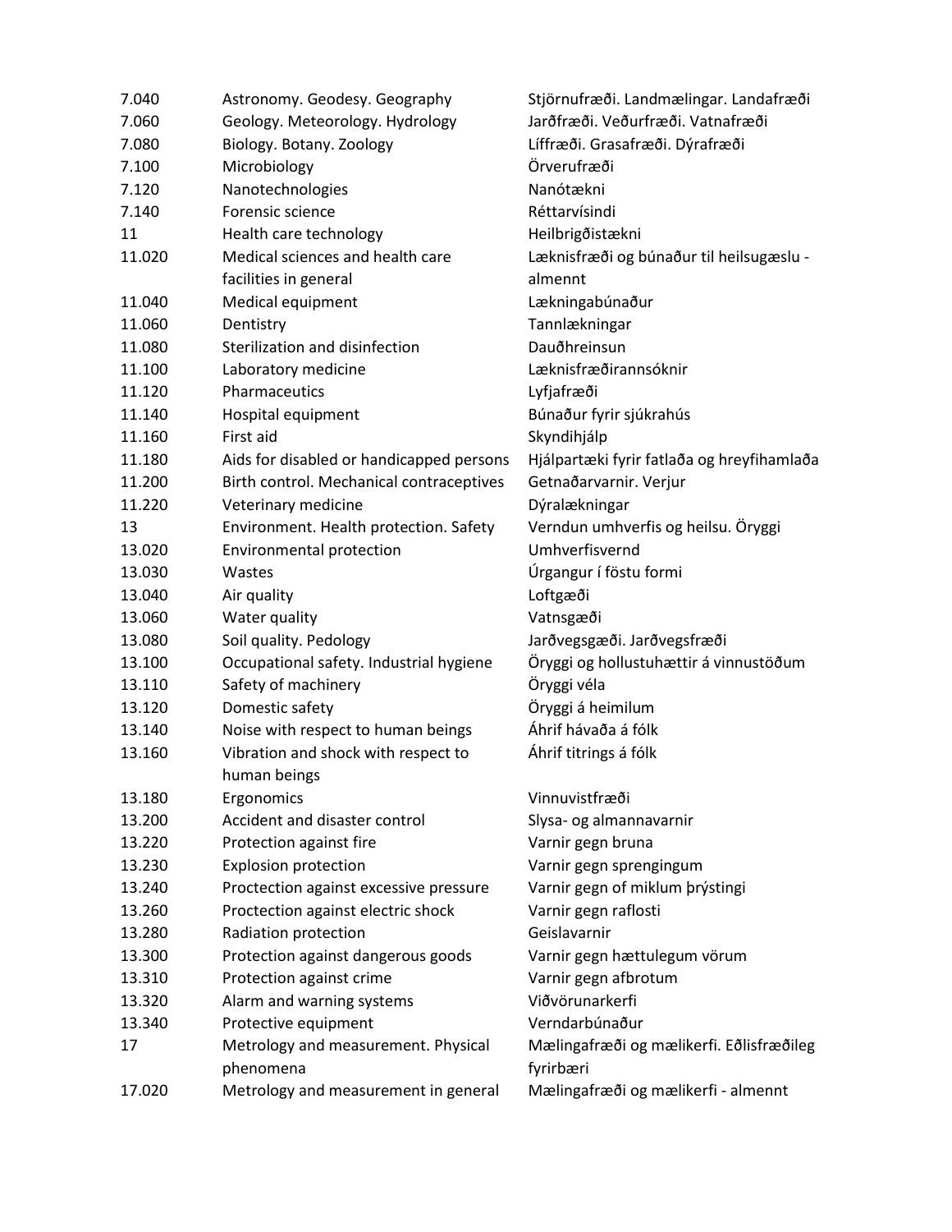| | | |
|---|---|---|
| 7.040 | Astronomy. Geodesy. Geography | Stjörnufræði. Landmælingar. Landafræði |
| 7.060 | Geology. Meteorology. Hydrology | Jarðfræði. Veðurfræði. Vatnafræði |
| 7.080 | Biology. Botany. Zoology | Líffræði. Grasafræði. Dýrafræði |
| 7.100 | Microbiology | Örverufræði |
| 7.120 | Nanotechnologies | Nanótækni |
| 7.140 | Forensic science | Réttarvísindi |
| 11 | Health care technology | Heilbrigðistækni |
| 11.020 | Medical sciences and health care facilities in general | Læknisfræði og búnaður til heilsugæslu - almennt |
| 11.040 | Medical equipment | Lækningabúnaður |
| 11.060 | Dentistry | Tannlækningar |
| 11.080 | Sterilization and disinfection | Dauðhreinsun |
| 11.100 | Laboratory medicine | Læknisfræðirannsóknir |
| 11.120 | Pharmaceutics | Lyfjafræði |
| 11.140 | Hospital equipment | Búnaður fyrir sjúkrahús |
| 11.160 | First aid | Skyndihjálp |
| 11.180 | Aids for disabled or handicapped persons | Hjálpartæki fyrir fatlaða og hreyfihamlaða |
| 11.200 | Birth control. Mechanical contraceptives | Getnaðarvarnir. Verjur |
| 11.220 | Veterinary medicine | Dýralækningar |
| 13 | Environment. Health protection. Safety | Verndun umhverfis og heilsu. Öryggi |
| 13.020 | Environmental protection | Umhverfisvernd |
| 13.030 | Wastes | Úrgangur í föstu formi |
| 13.040 | Air quality | Loftgæði |
| 13.060 | Water quality | Vatnsgæði |
| 13.080 | Soil quality. Pedology | Jarðvegsgæði. Jarðvegsfræði |
| 13.100 | Occupational safety. Industrial hygiene | Öryggi og hollustuhættir á vinnustöðum |
| 13.110 | Safety of machinery | Öryggi véla |
| 13.120 | Domestic safety | Öryggi á heimilum |
| 13.140 | Noise with respect to human beings | Áhrif hávaða á fólk |
| 13.160 | Vibration and shock with respect to human beings | Áhrif titrings á fólk |
| 13.180 | Ergonomics | Vinnuvistfræði |
| 13.200 | Accident and disaster control | Slysa- og almannavarnir |
| 13.220 | Protection against fire | Varnir gegn bruna |
| 13.230 | Explosion protection | Varnir gegn sprengingum |
| 13.240 | Proctection against excessive pressure | Varnir gegn of miklum þrýstingi |
| 13.260 | Proctection against electric shock | Varnir gegn raflosti |
| 13.280 | Radiation protection | Geislavarnir |
| 13.300 | Protection against dangerous goods | Varnir gegn hættulegum vörum |
| 13.310 | Protection against crime | Varnir gegn afbrotum |
| 13.320 | Alarm and warning systems | Viðvörunarkerfi |
| 13.340 | Protective equipment | Verndarbúnaður |
| 17 | Metrology and measurement. Physical phenomena | Mælingafræði og mælikerfi. Eðlisfræðileg fyrirbæri |
| 17.020 | Metrology and measurement in general | Mælingafræði og mælikerfi - almennt |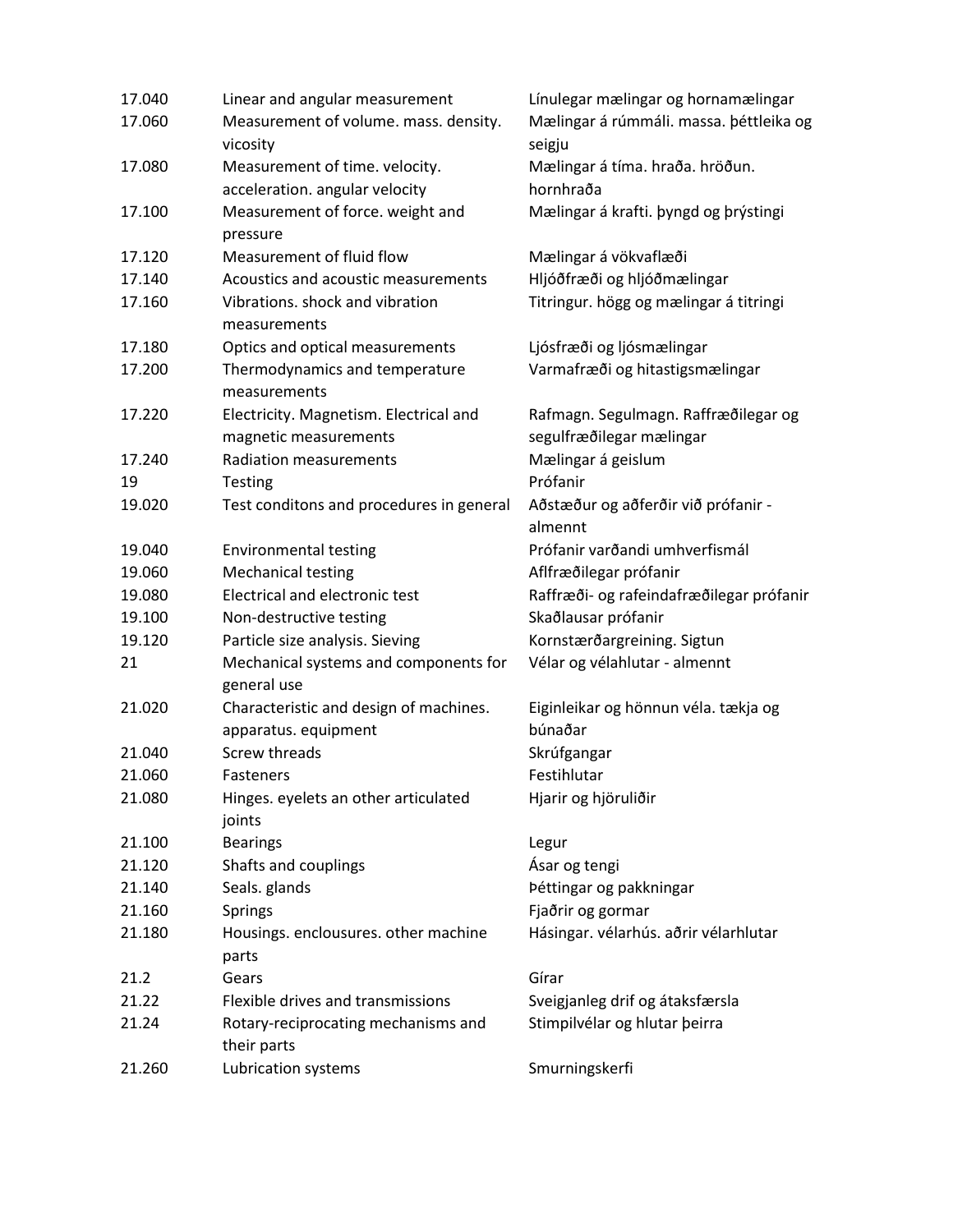| | | |
|---|---|---|
| 17.040 | Linear and angular measurement | Línulegar mælingar og hornamælingar |
| 17.060 | Measurement of volume. mass. density. vicosity | Mælingar á rúmmáli. massa. þéttleika og seigju |
| 17.080 | Measurement of time. velocity. acceleration. angular velocity | Mælingar á tíma. hraða. hröðun. hornhraða |
| 17.100 | Measurement of force. weight and pressure | Mælingar á krafti. þyngd og þrýstingi |
| 17.120 | Measurement of fluid flow | Mælingar á vökvaflæði |
| 17.140 | Acoustics and acoustic measurements | Hljóðfræði og hljóðmælingar |
| 17.160 | Vibrations. shock and vibration measurements | Titringur. högg og mælingar á titringi |
| 17.180 | Optics and optical measurements | Ljósfræði og ljósmælingar |
| 17.200 | Thermodynamics and temperature measurements | Varmafræði og hitastigsmælingar |
| 17.220 | Electricity. Magnetism. Electrical and magnetic measurements | Rafmagn. Segulmagn. Raffræðilegar og segulfræðilegar mælingar |
| 17.240 | Radiation measurements | Mælingar á geislum |
| 19 | Testing | Prófanir |
| 19.020 | Test conditons and procedures in general | Aðstæður og aðferðir við prófanir - almennt |
| 19.040 | Environmental testing | Prófanir varðandi umhverfismál |
| 19.060 | Mechanical testing | Aflfræðilegar prófanir |
| 19.080 | Electrical and electronic test | Raffræði- og rafeindafræðilegar prófanir |
| 19.100 | Non-destructive testing | Skaðlausar prófanir |
| 19.120 | Particle size analysis. Sieving | Kornstærðargreining. Sigtun |
| 21 | Mechanical systems and components for general use | Vélar og vélahlutar - almennt |
| 21.020 | Characteristic and design of machines. apparatus. equipment | Eiginleikar og hönnun véla. tækja og búnaðar |
| 21.040 | Screw threads | Skrúfgangar |
| 21.060 | Fasteners | Festihlutar |
| 21.080 | Hinges. eyelets an other articulated joints | Hjarir og hjöruliðir |
| 21.100 | Bearings | Legur |
| 21.120 | Shafts and couplings | Ásar og tengi |
| 21.140 | Seals. glands | Þéttingar og pakkningar |
| 21.160 | Springs | Fjaðrir og gormar |
| 21.180 | Housings. enclousures. other machine parts | Hásingar. vélarhús. aðrir vélarhlutar |
| 21.2 | Gears | Gírar |
| 21.22 | Flexible drives and transmissions | Sveigjanleg drif og átaksfærsla |
| 21.24 | Rotary-reciprocating mechanisms and their parts | Stimpilvélar og hlutar þeirra |
| 21.260 | Lubrication systems | Smurningskerfi |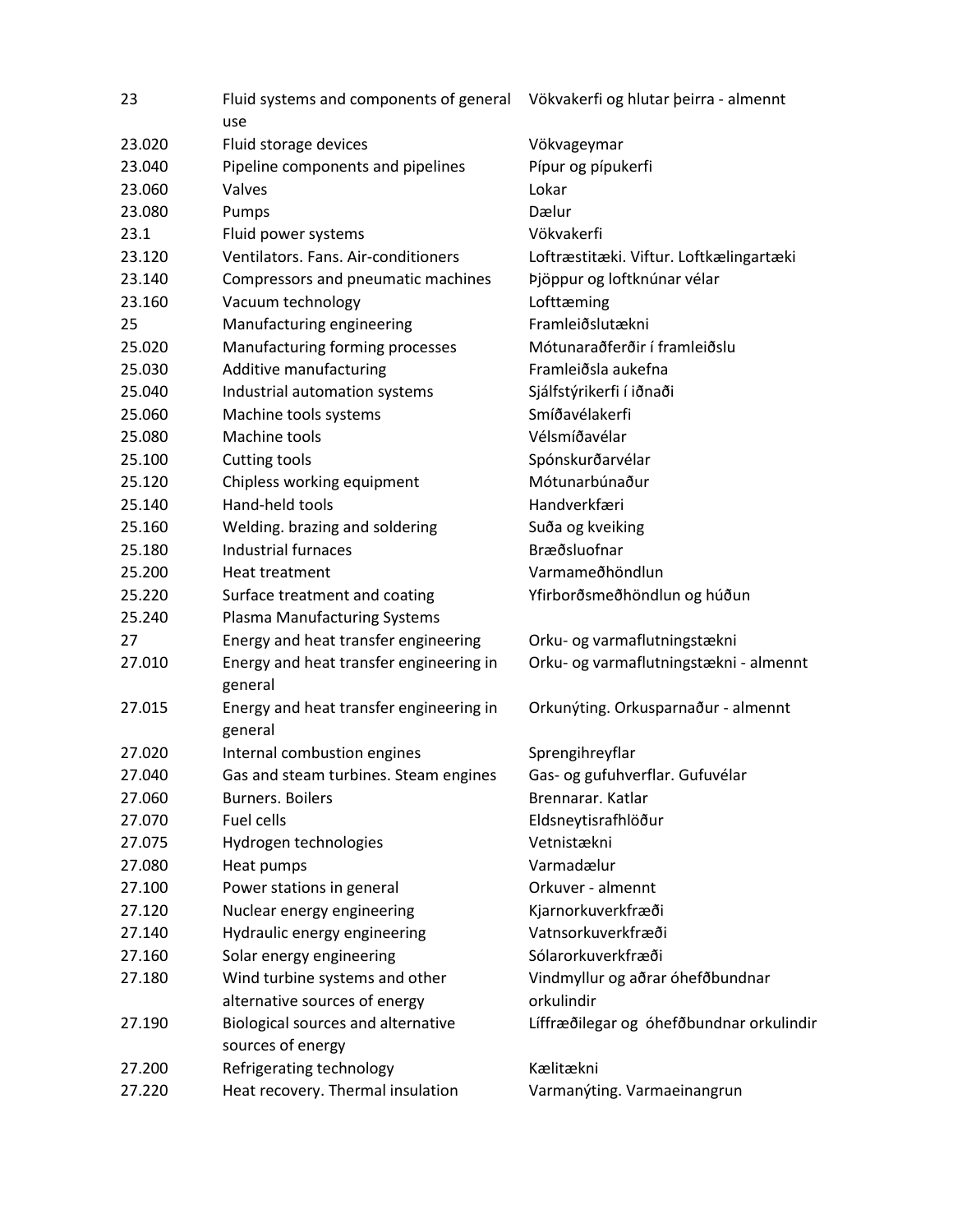| | | |
|---|---|---|
| 23 | Fluid systems and components of general use | Vökvakerfi og hlutar þeirra - almennt |
| 23.020 | Fluid storage devices | Vökvageymar |
| 23.040 | Pipeline components and pipelines | Pípur og pípukerfi |
| 23.060 | Valves | Lokar |
| 23.080 | Pumps | Dælur |
| 23.1 | Fluid power systems | Vökvakerfi |
| 23.120 | Ventilators. Fans. Air-conditioners | Loftræstitæki. Viftur. Loftkælingartæki |
| 23.140 | Compressors and pneumatic machines | Þjöppur og loftknúnar vélar |
| 23.160 | Vacuum technology | Lofttæming |
| 25 | Manufacturing engineering | Framleiðslutækni |
| 25.020 | Manufacturing forming processes | Mótunaraðferðir í framleiðslu |
| 25.030 | Additive manufacturing | Framleiðsla aukefna |
| 25.040 | Industrial automation systems | Sjálfstýrikerfi í iðnaði |
| 25.060 | Machine tools systems | Smíðavélakerfi |
| 25.080 | Machine tools | Vélsmíðavélar |
| 25.100 | Cutting tools | Spónskurðarvélar |
| 25.120 | Chipless working equipment | Mótunarbúnaður |
| 25.140 | Hand-held tools | Handverkfæri |
| 25.160 | Welding. brazing and soldering | Suða og kveiking |
| 25.180 | Industrial furnaces | Bræðsluofnar |
| 25.200 | Heat treatment | Varmameðhöndlun |
| 25.220 | Surface treatment and coating | Yfirborðsmeðhöndlun og húðun |
| 25.240 | Plasma Manufacturing Systems | |
| 27 | Energy and heat transfer engineering | Orku- og varmaflutningstækni |
| 27.010 | Energy and heat transfer engineering in general | Orku- og varmaflutningstækni - almennt |
| 27.015 | Energy and heat transfer engineering in general | Orkunýting. Orkusparnaður - almennt |
| 27.020 | Internal combustion engines | Sprengihreyflar |
| 27.040 | Gas and steam turbines. Steam engines | Gas- og gufuhverflar. Gufuvélar |
| 27.060 | Burners. Boilers | Brennarar. Katlar |
| 27.070 | Fuel cells | Eldsneytisrafhlöður |
| 27.075 | Hydrogen technologies | Vetnistækni |
| 27.080 | Heat pumps | Varmadælur |
| 27.100 | Power stations in general | Orkuver - almennt |
| 27.120 | Nuclear energy engineering | Kjarnorkuverkfræði |
| 27.140 | Hydraulic energy engineering | Vatnsorkuverkfræði |
| 27.160 | Solar energy engineering | Sólarorkuverkfræði |
| 27.180 | Wind turbine systems and other alternative sources of energy | Vindmyllur og aðrar óhefðbundnar orkulindir |
| 27.190 | Biological sources and alternative sources of energy | Líffræðilegar og óhefðbundnar orkulindir |
| 27.200 | Refrigerating technology | Kælitækni |
| 27.220 | Heat recovery. Thermal insulation | Varmanýting. Varmaeinangrun |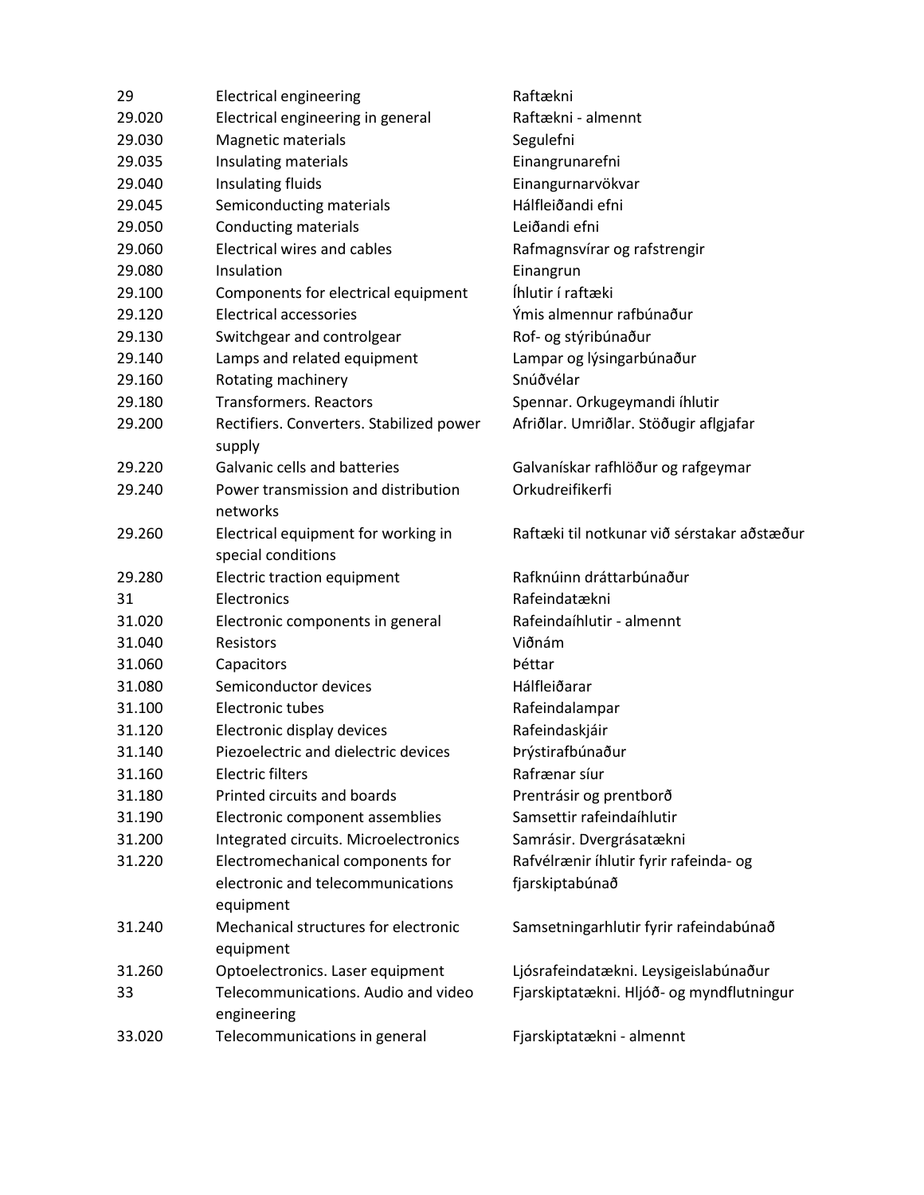| | | |
|---|---|---|
| 29 | Electrical engineering | Raftækni |
| 29.020 | Electrical engineering in general | Raftækni - almennt |
| 29.030 | Magnetic materials | Segulefni |
| 29.035 | Insulating materials | Einangrunarefni |
| 29.040 | Insulating fluids | Einangurnarvökvar |
| 29.045 | Semiconducting materials | Hálfleiðandi efni |
| 29.050 | Conducting materials | Leiðandi efni |
| 29.060 | Electrical wires and cables | Rafmagnsvírar og rafstrengir |
| 29.080 | Insulation | Einangrun |
| 29.100 | Components for electrical equipment | Íhlutir í raftæki |
| 29.120 | Electrical accessories | Ýmis almennur rafbúnaður |
| 29.130 | Switchgear and controlgear | Rof- og stýribúnaður |
| 29.140 | Lamps and related equipment | Lampar og lýsingarbúnaður |
| 29.160 | Rotating machinery | Snúðvélar |
| 29.180 | Transformers. Reactors | Spennar. Orkugeymandi íhlutir |
| 29.200 | Rectifiers. Converters. Stabilized power supply | Afriðlar. Umriðlar. Stöðugir aflgjafar |
| 29.220 | Galvanic cells and batteries | Galvanískar rafhlöður og rafgeymar |
| 29.240 | Power transmission and distribution networks | Orkudreifikerfi |
| 29.260 | Electrical equipment for working in special conditions | Raftæki til notkunar við sérstakar aðstæður |
| 29.280 | Electric traction equipment | Rafknúinn dráttarbúnaður |
| 31 | Electronics | Rafeindatækni |
| 31.020 | Electronic components in general | Rafeindaíhlutir - almennt |
| 31.040 | Resistors | Viðnám |
| 31.060 | Capacitors | Þéttar |
| 31.080 | Semiconductor devices | Hálfleiðarar |
| 31.100 | Electronic tubes | Rafeindalampar |
| 31.120 | Electronic display devices | Rafeindaskjáir |
| 31.140 | Piezoelectric and dielectric devices | Þrýstirafbúnaður |
| 31.160 | Electric filters | Rafrænar síur |
| 31.180 | Printed circuits and boards | Prentrásir og prentborð |
| 31.190 | Electronic component assemblies | Samsettir rafeindaíhlutir |
| 31.200 | Integrated circuits. Microelectronics | Samrásir. Dvergrásatækni |
| 31.220 | Electromechanical components for electronic and telecommunications equipment | Rafvélrænir íhlutir fyrir rafeinda- og fjarskiptabúnað |
| 31.240 | Mechanical structures for electronic equipment | Samsetningarhlutir fyrir rafeindabúnað |
| 31.260 | Optoelectronics. Laser equipment | Ljósrafeindatækni. Leysigeislabúnaður |
| 33 | Telecommunications. Audio and video engineering | Fjarskiptatækni. Hljóð- og myndflutningur |
| 33.020 | Telecommunications in general | Fjarskiptatækni - almennt |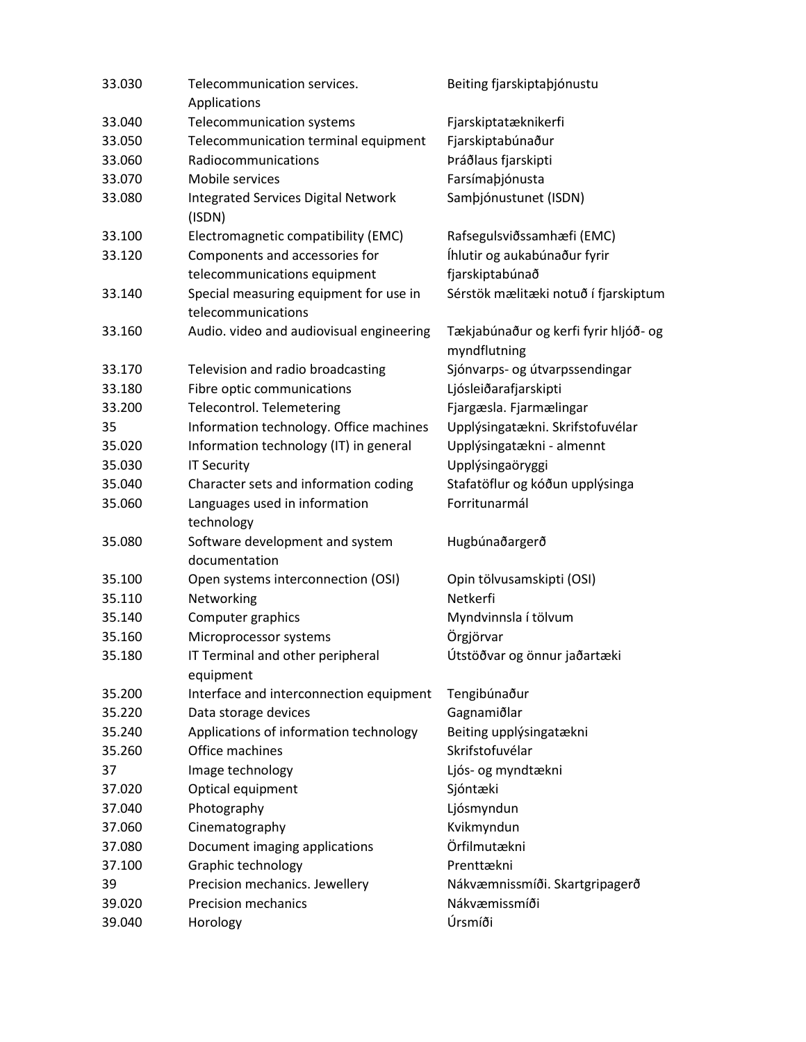| | | |
|---|---|---|
| 33.030 | Telecommunication services. Applications | Beiting fjarskiptaþjónustu |
| 33.040 | Telecommunication systems | Fjarskiptatæknikerfi |
| 33.050 | Telecommunication terminal equipment | Fjarskiptabúnaður |
| 33.060 | Radiocommunications | Þráðlaus fjarskipti |
| 33.070 | Mobile services | Farsímaþjónusta |
| 33.080 | Integrated Services Digital Network (ISDN) | Samþjónustunet (ISDN) |
| 33.100 | Electromagnetic compatibility (EMC) | Rafsegulsviðssamhæfi (EMC) |
| 33.120 | Components and accessories for telecommunications equipment | Íhlutir og aukabúnaður fyrir fjarskiptabúnað |
| 33.140 | Special measuring equipment for use in telecommunications | Sérstök mælitæki notuð í fjarskiptum |
| 33.160 | Audio. video and audiovisual engineering | Tækjabúnaður og kerfi fyrir hljóð- og myndflutning |
| 33.170 | Television and radio broadcasting | Sjónvarps- og útvarpssendingar |
| 33.180 | Fibre optic communications | Ljósleiðarafjarskipti |
| 33.200 | Telecontrol. Telemetering | Fjargæsla. Fjarmælingar |
| 35 | Information technology. Office machines | Upplýsingatækni. Skrifstofuvélar |
| 35.020 | Information technology (IT) in general | Upplýsingatækni - almennt |
| 35.030 | IT Security | Upplýsingaöryggi |
| 35.040 | Character sets and information coding | Stafatöflur og kóðun upplýsinga |
| 35.060 | Languages used in information technology | Forritunarmál |
| 35.080 | Software development and system documentation | Hugbúnaðargerð |
| 35.100 | Open systems interconnection (OSI) | Opin tölvusamskipti (OSI) |
| 35.110 | Networking | Netkerfi |
| 35.140 | Computer graphics | Myndvinnsla í tölvum |
| 35.160 | Microprocessor systems | Örgjörvar |
| 35.180 | IT Terminal and other peripheral equipment | Útstöðvar og önnur jaðartæki |
| 35.200 | Interface and interconnection equipment | Tengibúnaður |
| 35.220 | Data storage devices | Gagnamiðlar |
| 35.240 | Applications of information technology | Beiting upplýsingatækni |
| 35.260 | Office machines | Skrifstofuvélar |
| 37 | Image technology | Ljós- og myndtækni |
| 37.020 | Optical equipment | Sjóntæki |
| 37.040 | Photography | Ljósmyndun |
| 37.060 | Cinematography | Kvikmyndun |
| 37.080 | Document imaging applications | Örfilmutækni |
| 37.100 | Graphic technology | Prenttækni |
| 39 | Precision mechanics. Jewellery | Nákvæmnissmíði. Skartgripagerð |
| 39.020 | Precision mechanics | Nákvæmissmíði |
| 39.040 | Horology | Úrsmíði |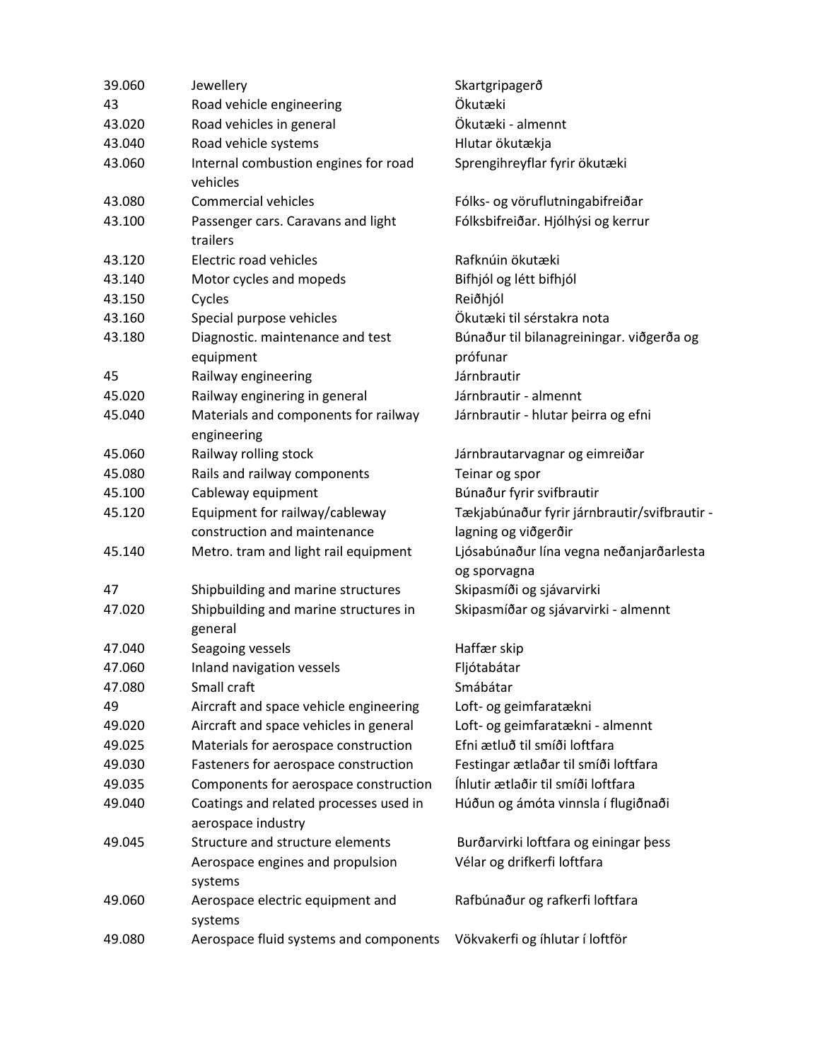| | | |
|---|---|---|
| 39.060 | Jewellery | Skartgripagerð |
| 43 | Road vehicle engineering | Ökutæki |
| 43.020 | Road vehicles in general | Ökutæki - almennt |
| 43.040 | Road vehicle systems | Hlutar ökutækja |
| 43.060 | Internal combustion engines for road vehicles | Sprengihreyflar fyrir ökutæki |
| 43.080 | Commercial vehicles | Fólks- og vöruflutningabifreiðar |
| 43.100 | Passenger cars. Caravans and light trailers | Fólksbifreiðar. Hjólhýsi og kerrur |
| 43.120 | Electric road vehicles | Rafknúin ökutæki |
| 43.140 | Motor cycles and mopeds | Bifhjól og létt bifhjól |
| 43.150 | Cycles | Reiðhjól |
| 43.160 | Special purpose vehicles | Ökutæki til sérstakra nota |
| 43.180 | Diagnostic. maintenance and test equipment | Búnaður til bilanagreiningar. viðgerða og prófunar |
| 45 | Railway engineering | Járnbrautir |
| 45.020 | Railway enginering in general | Járnbrautir - almennt |
| 45.040 | Materials and components for railway engineering | Járnbrautir - hlutar þeirra og efni |
| 45.060 | Railway rolling stock | Járnbrautarvagnar og eimreiðar |
| 45.080 | Rails and railway components | Teinar og spor |
| 45.100 | Cableway equipment | Búnaður fyrir svifbrautir |
| 45.120 | Equipment for railway/cableway construction and maintenance | Tækjabúnaður fyrir járnbrautir/svifbrautir - lagning og viðgerðir |
| 45.140 | Metro. tram and light rail equipment | Ljósabúnaður lína vegna neðanjarðarlesta og sporvagna |
| 47 | Shipbuilding and marine structures | Skipasmíði og sjávarvirki |
| 47.020 | Shipbuilding and marine structures in general | Skipasmíðar og sjávarvirki - almennt |
| 47.040 | Seagoing vessels | Haffær skip |
| 47.060 | Inland navigation vessels | Fljótabátar |
| 47.080 | Small craft | Smábátar |
| 49 | Aircraft and space vehicle engineering | Loft- og geimfaratækni |
| 49.020 | Aircraft and space vehicles in general | Loft- og geimfaratækni - almennt |
| 49.025 | Materials for aerospace construction | Efni ætluð til smíði loftfara |
| 49.030 | Fasteners for aerospace construction | Festingar ætlaðar til smíði loftfara |
| 49.035 | Components for aerospace construction | Íhlutir ætlaðir til smíði loftfara |
| 49.040 | Coatings and related processes used in aerospace industry | Húðun og ámóta vinnsla í flugiðnaði |
| 49.045 | Structure and structure elements | Burðarvirki loftfara og einingar þess |
| | Aerospace engines and propulsion systems | Vélar og drifkerfi loftfara |
| 49.060 | Aerospace electric equipment and systems | Rafbúnaður og rafkerfi loftfara |
| 49.080 | Aerospace fluid systems and components | Vökvakerfi og íhlutar í loftför |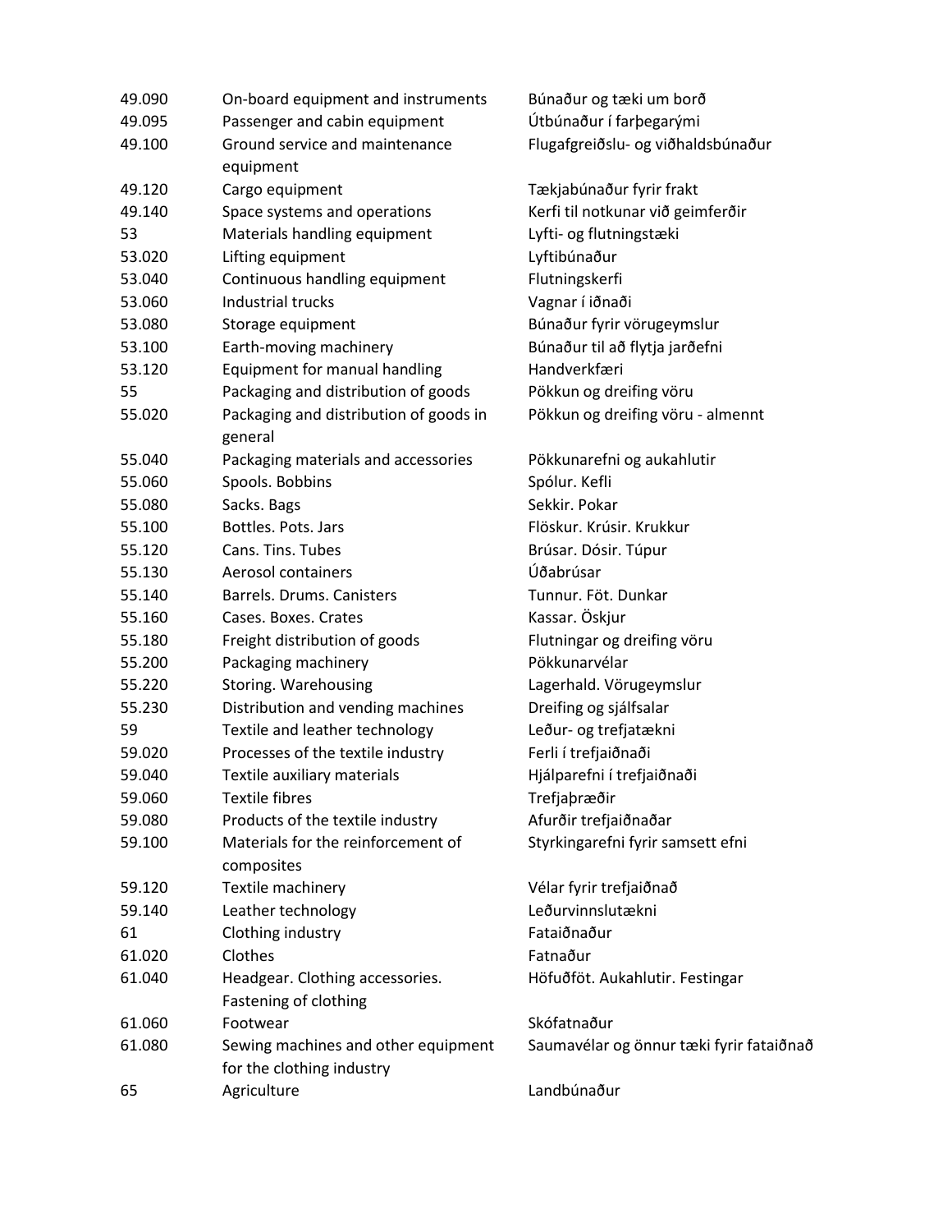| | | |
|---|---|---|
| 49.090 | On-board equipment and instruments | Búnaður og tæki um borð |
| 49.095 | Passenger and cabin equipment | Útbúnaður í farþegarými |
| 49.100 | Ground service and maintenance equipment | Flugafgreiðslu- og viðhaldsbúnaður |
| 49.120 | Cargo equipment | Tækjabúnaður fyrir frakt |
| 49.140 | Space systems and operations | Kerfi til notkunar við geimferðir |
| 53 | Materials handling equipment | Lyfti- og flutningstæki |
| 53.020 | Lifting equipment | Lyftibúnaður |
| 53.040 | Continuous handling equipment | Flutningskerfi |
| 53.060 | Industrial trucks | Vagnar í iðnaði |
| 53.080 | Storage equipment | Búnaður fyrir vörugeymslur |
| 53.100 | Earth-moving machinery | Búnaður til að flytja jarðefni |
| 53.120 | Equipment for manual handling | Handverkfæri |
| 55 | Packaging and distribution of goods | Pökkun og dreifing vöru |
| 55.020 | Packaging and distribution of goods in general | Pökkun og dreifing vöru - almennt |
| 55.040 | Packaging materials and accessories | Pökkunarefni og aukahlutir |
| 55.060 | Spools. Bobbins | Spólur. Kefli |
| 55.080 | Sacks. Bags | Sekkir. Pokar |
| 55.100 | Bottles. Pots. Jars | Flöskur. Krúsir. Krukkur |
| 55.120 | Cans. Tins. Tubes | Brúsar. Dósir. Túpur |
| 55.130 | Aerosol containers | Úðabrúsar |
| 55.140 | Barrels. Drums. Canisters | Tunnur. Föt. Dunkar |
| 55.160 | Cases. Boxes. Crates | Kassar. Öskjur |
| 55.180 | Freight distribution of goods | Flutningar og dreifing vöru |
| 55.200 | Packaging machinery | Pökkunarvélar |
| 55.220 | Storing. Warehousing | Lagerhald. Vörugeymslur |
| 55.230 | Distribution and vending machines | Dreifing og sjálfsalar |
| 59 | Textile and leather technology | Leður- og trefjatækni |
| 59.020 | Processes of the textile industry | Ferli í trefjaiðnaði |
| 59.040 | Textile auxiliary materials | Hjálparefni í trefjaiðnaði |
| 59.060 | Textile fibres | Trefjaþræðir |
| 59.080 | Products of the textile industry | Afurðir trefjaiðnaðar |
| 59.100 | Materials for the reinforcement of composites | Styrkingarefni fyrir samsett efni |
| 59.120 | Textile machinery | Vélar fyrir trefjaiðnað |
| 59.140 | Leather technology | Leðurvinnslutækni |
| 61 | Clothing industry | Fataiðnaður |
| 61.020 | Clothes | Fatnaður |
| 61.040 | Headgear. Clothing accessories. Fastening of clothing | Höfuðföt. Aukahlutir. Festingar |
| 61.060 | Footwear | Skófatnaður |
| 61.080 | Sewing machines and other equipment for the clothing industry | Saumavélar og önnur tæki fyrir fataiðnað |
| 65 | Agriculture | Landbúnaður |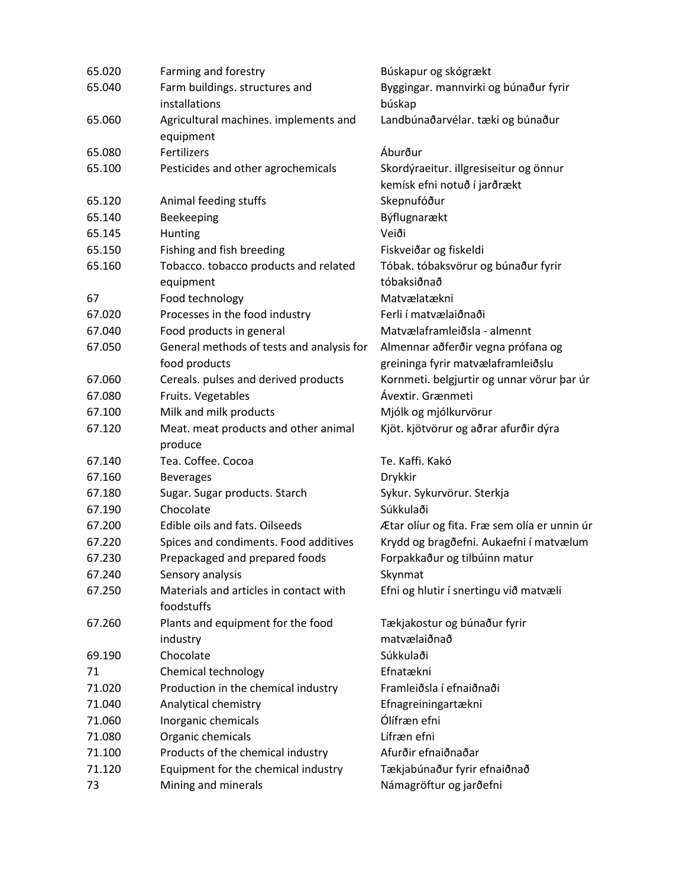| | | |
|---|---|---|
| 65.020 | Farming and forestry | Búskapur og skógrækt |
| 65.040 | Farm buildings. structures and installations | Byggingar. mannvirki og búnaður fyrir búskap |
| 65.060 | Agricultural machines. implements and equipment | Landbúnaðarvélar. tæki og búnaður |
| 65.080 | Fertilizers | Áburður |
| 65.100 | Pesticides and other agrochemicals | Skordýraeitur. illgresiseitur og önnur kemísk efni notuð í jarðrækt |
| 65.120 | Animal feeding stuffs | Skepnufóður |
| 65.140 | Beekeeping | Býflugnarækt |
| 65.145 | Hunting | Veiði |
| 65.150 | Fishing and fish breeding | Fiskveiðar og fiskeldi |
| 65.160 | Tobacco. tobacco products and related equipment | Tóbak. tóbaksvörur og búnaður fyrir tóbaksiðnað |
| 67 | Food technology | Matvælatækni |
| 67.020 | Processes in the food industry | Ferli í matvælaiðnaði |
| 67.040 | Food products in general | Matvælaframleiðsla - almennt |
| 67.050 | General methods of tests and analysis for food products | Almennar aðferðir vegna prófana og greininga fyrir matvælaframleiðslu |
| 67.060 | Cereals. pulses and derived products | Kornmeti. belgjurtir og unnar vörur þar úr |
| 67.080 | Fruits. Vegetables | Ávextir. Grænmeti |
| 67.100 | Milk and milk products | Mjólk og mjólkurvörur |
| 67.120 | Meat. meat products and other animal produce | Kjöt. kjötvörur og aðrar afurðir dýra |
| 67.140 | Tea. Coffee. Cocoa | Te. Kaffi. Kakó |
| 67.160 | Beverages | Drykkir |
| 67.180 | Sugar. Sugar products. Starch | Sykur. Sykurvörur. Sterkja |
| 67.190 | Chocolate | Súkkulaði |
| 67.200 | Edible oils and fats. Oilseeds | Ætar olíur og fita. Fræ sem olía er unnin úr |
| 67.220 | Spices and condiments. Food additives | Krydd og bragðefni. Aukaefni í matvælum |
| 67.230 | Prepackaged and prepared foods | Forpakkaður og tilbúinn matur |
| 67.240 | Sensory analysis | Skynmat |
| 67.250 | Materials and articles in contact with foodstuffs | Efni og hlutir í snertingu við matvæli |
| 67.260 | Plants and equipment for the food industry | Tækjakostur og búnaður fyrir matvælaiðnað |
| 69.190 | Chocolate | Súkkulaði |
| 71 | Chemical technology | Efnatækni |
| 71.020 | Production in the chemical industry | Framleiðsla í efnaiðnaði |
| 71.040 | Analytical chemistry | Efnagreiningartækni |
| 71.060 | Inorganic chemicals | Ólífræn efni |
| 71.080 | Organic chemicals | Lífræn efni |
| 71.100 | Products of the chemical industry | Afurðir efnaiðnaðar |
| 71.120 | Equipment for the chemical industry | Tækjabúnaður fyrir efnaiðnað |
| 73 | Mining and minerals | Námagröftur og jarðefni |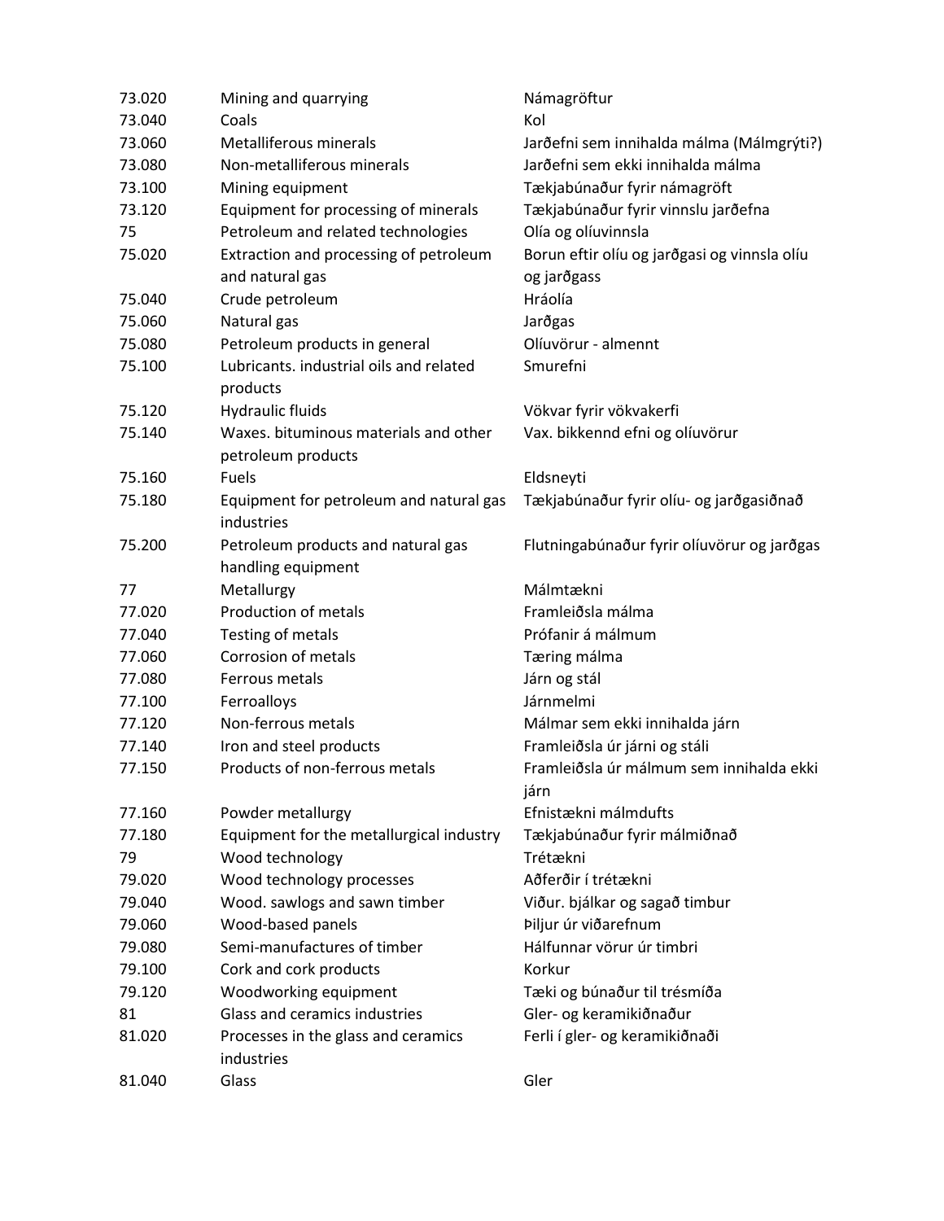| | | |
|---|---|---|
| 73.020 | Mining and quarrying | Námagröftur |
| 73.040 | Coals | Kol |
| 73.060 | Metalliferous minerals | Jarðefni sem innihalda málma (Málmgrýti?) |
| 73.080 | Non-metalliferous minerals | Jarðefni sem ekki innihalda málma |
| 73.100 | Mining equipment | Tækjabúnaður fyrir námagröft |
| 73.120 | Equipment for processing of minerals | Tækjabúnaður fyrir vinnslu jarðefna |
| 75 | Petroleum and related technologies | Olía og olíuvinnsla |
| 75.020 | Extraction and processing of petroleum and natural gas | Borun eftir olíu og jarðgasi og vinnsla olíu og jarðgass |
| 75.040 | Crude petroleum | Hráolía |
| 75.060 | Natural gas | Jarðgas |
| 75.080 | Petroleum products in general | Olíuvörur - almennt |
| 75.100 | Lubricants. industrial oils and related products | Smurefni |
| 75.120 | Hydraulic fluids | Vökvar fyrir vökvakerfi |
| 75.140 | Waxes. bituminous materials and other petroleum products | Vax. bikkennd efni og olíuvörur |
| 75.160 | Fuels | Eldsneyti |
| 75.180 | Equipment for petroleum and natural gas industries | Tækjabúnaður fyrir olíu- og jarðgasiðnað |
| 75.200 | Petroleum products and natural gas handling equipment | Flutningabúnaður fyrir olíuvörur og jarðgas |
| 77 | Metallurgy | Málmtækni |
| 77.020 | Production of metals | Framleiðsla málma |
| 77.040 | Testing of metals | Prófanir á málmum |
| 77.060 | Corrosion of metals | Tæring málma |
| 77.080 | Ferrous metals | Járn og stál |
| 77.100 | Ferroalloys | Járnmelmi |
| 77.120 | Non-ferrous metals | Málmar sem ekki innihalda járn |
| 77.140 | Iron and steel products | Framleiðsla úr járni og stáli |
| 77.150 | Products of non-ferrous metals | Framleiðsla úr málmum sem innihalda ekki járn |
| 77.160 | Powder metallurgy | Efnistækni málmdufts |
| 77.180 | Equipment for the metallurgical industry | Tækjabúnaður fyrir málmiðnað |
| 79 | Wood technology | Trétækni |
| 79.020 | Wood technology processes | Aðferðir í trétækni |
| 79.040 | Wood. sawlogs and sawn timber | Viður. bjálkar og sagað timbur |
| 79.060 | Wood-based panels | Þiljur úr viðarefnum |
| 79.080 | Semi-manufactures of timber | Hálfunnar vörur úr timbri |
| 79.100 | Cork and cork products | Korkur |
| 79.120 | Woodworking equipment | Tæki og búnaður til trésmíða |
| 81 | Glass and ceramics industries | Gler- og keramikiðnaður |
| 81.020 | Processes in the glass and ceramics industries | Ferli í gler- og keramikiðnaði |
| 81.040 | Glass | Gler |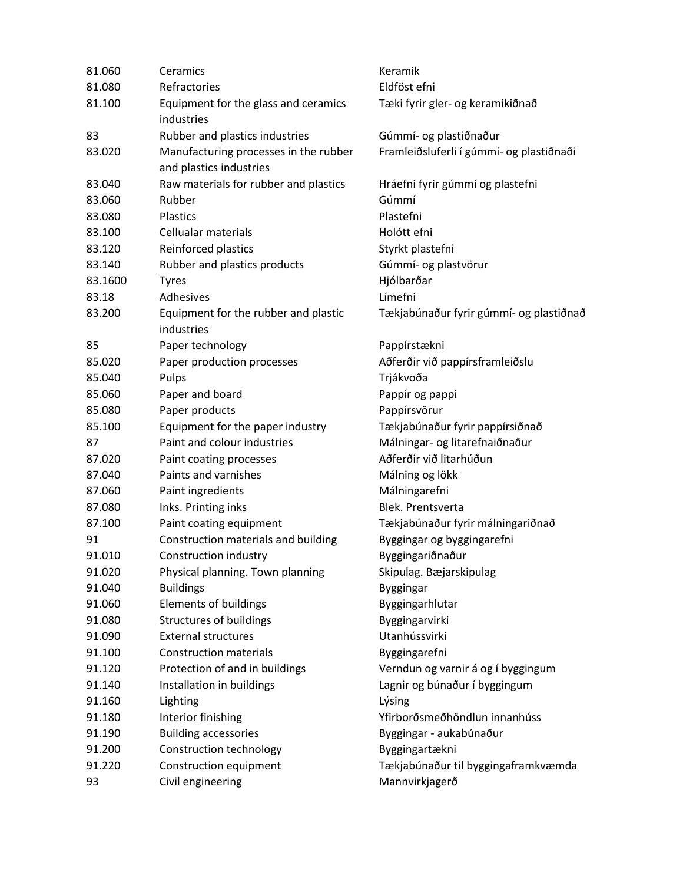| | | |
|---|---|---|
| 81.060 | Ceramics | Keramik |
| 81.080 | Refractories | Eldföst efni |
| 81.100 | Equipment for the glass and ceramics industries | Tæki fyrir gler- og keramikiðnað |
| 83 | Rubber and plastics industries | Gúmmí- og plastiðnaður |
| 83.020 | Manufacturing processes in the rubber and plastics industries | Framleiðsluferli í gúmmí- og plastiðnaði |
| 83.040 | Raw materials for rubber and plastics | Hráefni fyrir gúmmí og plastefni |
| 83.060 | Rubber | Gúmmí |
| 83.080 | Plastics | Plastefni |
| 83.100 | Cellualar materials | Holótt efni |
| 83.120 | Reinforced plastics | Styrkt plastefni |
| 83.140 | Rubber and plastics products | Gúmmí- og plastvörur |
| 83.1600 | Tyres | Hjólbarðar |
| 83.18 | Adhesives | Límefni |
| 83.200 | Equipment for the rubber and plastic industries | Tækjabúnaður fyrir gúmmí- og plastiðnað |
| 85 | Paper technology | Pappírstækni |
| 85.020 | Paper production processes | Aðferðir við pappírsframleiðslu |
| 85.040 | Pulps | Trjákvoða |
| 85.060 | Paper and board | Pappír og pappi |
| 85.080 | Paper products | Pappírsvörur |
| 85.100 | Equipment for the paper industry | Tækjabúnaður fyrir pappírsiðnað |
| 87 | Paint and colour industries | Málningar- og litarefnaiðnaður |
| 87.020 | Paint coating processes | Aðferðir við litarhúðun |
| 87.040 | Paints and varnishes | Málning og lökk |
| 87.060 | Paint ingredients | Málningarefni |
| 87.080 | Inks. Printing inks | Blek. Prentsverta |
| 87.100 | Paint coating equipment | Tækjabúnaður fyrir málningariðnað |
| 91 | Construction materials and building | Byggingar og byggingarefni |
| 91.010 | Construction industry | Byggingariðnaður |
| 91.020 | Physical planning. Town planning | Skipulag. Bæjarskipulag |
| 91.040 | Buildings | Byggingar |
| 91.060 | Elements of buildings | Byggingarhlutar |
| 91.080 | Structures of buildings | Byggingarvirki |
| 91.090 | External structures | Utanhússvirki |
| 91.100 | Construction materials | Byggingarefni |
| 91.120 | Protection of and in buildings | Verndun og varnir á og í byggingum |
| 91.140 | Installation in buildings | Lagnir og búnaður í byggingum |
| 91.160 | Lighting | Lýsing |
| 91.180 | Interior finishing | Yfirborðsmeðhöndlun innanhúss |
| 91.190 | Building accessories | Byggingar - aukabúnaður |
| 91.200 | Construction technology | Byggingartækni |
| 91.220 | Construction equipment | Tækjabúnaður til byggingaframkvæmda |
| 93 | Civil engineering | Mannvirkjagerð |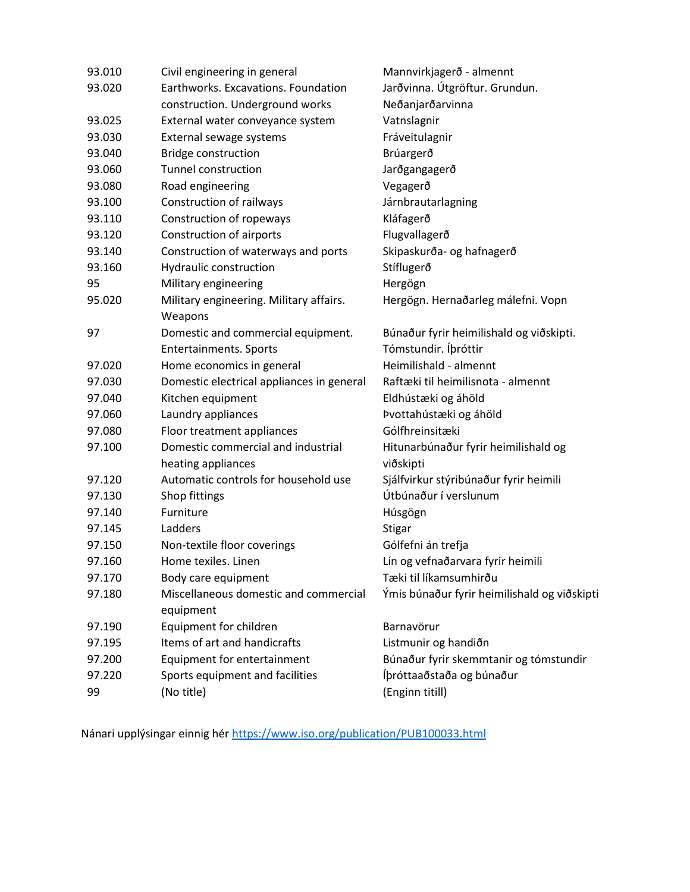| | | |
|---|---|---|
| 93.010 | Civil engineering in general | Mannvirkjagerð - almennt |
| 93.020 | Earthworks. Excavations. Foundation construction. Underground works | Jarðvinna. Útgröftur. Grundun. Neðanjarðarvinna |
| 93.025 | External water conveyance system | Vatnslagnir |
| 93.030 | External sewage systems | Fráveitulagnir |
| 93.040 | Bridge construction | Brúargerð |
| 93.060 | Tunnel construction | Jarðgangagerð |
| 93.080 | Road engineering | Vegagerð |
| 93.100 | Construction of railways | Járnbrautarlagning |
| 93.110 | Construction of ropeways | Kláfagerð |
| 93.120 | Construction of airports | Flugvallagerð |
| 93.140 | Construction of waterways and ports | Skipaskurða- og hafnagerð |
| 93.160 | Hydraulic construction | Stíflugerð |
| 95 | Military engineering | Hergögn |
| 95.020 | Military engineering. Military affairs. Weapons | Hergögn. Hernaðarleg málefni. Vopn |
| 97 | Domestic and commercial equipment. Entertainments. Sports | Búnaður fyrir heimilishald og viðskipti. Tómstundir. Íþróttir |
| 97.020 | Home economics in general | Heimilishald - almennt |
| 97.030 | Domestic electrical appliances in general | Raftæki til heimilisnota - almennt |
| 97.040 | Kitchen equipment | Eldhústæki og áhöld |
| 97.060 | Laundry appliances | Þvottahústæki og áhöld |
| 97.080 | Floor treatment appliances | Gólfhreinsitæki |
| 97.100 | Domestic commercial and industrial heating appliances | Hitunarbúnaður fyrir heimilishald og viðskipti |
| 97.120 | Automatic controls for household use | Sjálfvirkur stýribúnaður fyrir heimili |
| 97.130 | Shop fittings | Útbúnaður í verslunum |
| 97.140 | Furniture | Húsgögn |
| 97.145 | Ladders | Stigar |
| 97.150 | Non-textile floor coverings | Gólfefni án trefja |
| 97.160 | Home texiles. Linen | Lín og vefnaðarvara fyrir heimili |
| 97.170 | Body care equipment | Tæki til líkamsumhirðu |
| 97.180 | Miscellaneous domestic and commercial equipment | Ýmis búnaður fyrir heimilishald og viðskipti |
| 97.190 | Equipment for children | Barnavörur |
| 97.195 | Items of art and handicrafts | Listmunir og handiðn |
| 97.200 | Equipment for entertainment | Búnaður fyrir skemmtanir og tómstundir |
| 97.220 | Sports equipment and facilities | Íþróttaaðstaða og búnaður |
| 99 | (No title) | (Enginn titill) |

Nánari upplýsingar einnig hér https://www.iso.org/publication/PUB100033.html